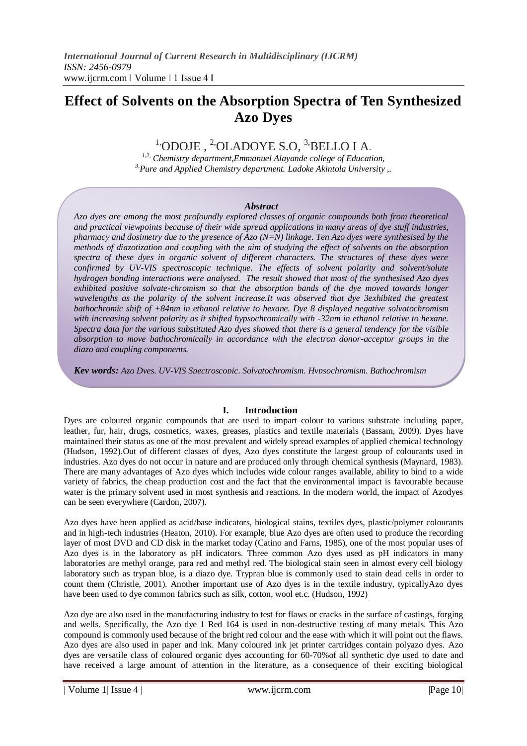# Effect of Solvents on the Absorption Spectra of Ten Synthesized Azo Dyes

[1,]ODOJE , [2,]OLADOYE S.O, [3,]BELLO I A.

*[1,2,] Chemistry department,Emmanuel Alayande college of Education,*
*[3,]Pure and Applied Chemistry department. Ladoke Akintola University ,.*

### *Abstract*

*Azo dyes are among the most profoundly explored classes of organic compounds both from theoretical and practical viewpoints because of their wide spread applications in many areas of dye stuff industries, pharmacy and dosimetry due to the presence of Azo (N=N) linkage. Ten Azo dyes were synthesised by the methods of diazotization and coupling with the aim of studying the effect of solvents on the absorption spectra of these dyes in organic solvent of different characters. The structures of these dyes were confirmed by UV-VIS spectroscopic technique. The effects of solvent polarity and solvent/solute hydrogen bonding interactions were analysed. The result showed that most of the synthesised Azo dyes exhibited positive solvate-chromism so that the absorption bands of the dye moved towards longer wavelengths as the polarity of the solvent increase.It was observed that dye 3exhibited the greatest bathochromic shift of +84nm in ethanol relative to hexane. Dye 8 displayed negative solvatochromism with increasing solvent polarity as it shifted hypsochromically with -32nm in ethanol relative to hexane. Spectra data for the various substituted Azo dyes showed that there is a general tendency for the visible absorption to move bathochromically in accordance with the electron donor-acceptor groups in the diazo and coupling components.*

***Key words:** Azo Dyes, UV-VIS Spectroscopic, Solvatochromism, Hypsochromism, Bathochromism*

## I. Introduction

Dyes are coloured organic compounds that are used to impart colour to various substrate including paper, leather, fur, hair, drugs, cosmetics, waxes, greases, plastics and textile materials (Bassam, 2009). Dyes have maintained their status as one of the most prevalent and widely spread examples of applied chemical technology (Hudson, 1992).Out of different classes of dyes, Azo dyes constitute the largest group of colourants used in industries. Azo dyes do not occur in nature and are produced only through chemical synthesis (Maynard, 1983). There are many advantages of Azo dyes which includes wide colour ranges available, ability to bind to a wide variety of fabrics, the cheap production cost and the fact that the environmental impact is favourable because water is the primary solvent used in most synthesis and reactions. In the modern world, the impact of Azodyes can be seen everywhere (Cardon, 2007).

Azo dyes have been applied as acid/base indicators, biological stains, textiles dyes, plastic/polymer colourants and in high-tech industries (Heaton, 2010). For example, blue Azo dyes are often used to produce the recording layer of most DVD and CD disk in the market today (Catino and Farns, 1985), one of the most popular uses of Azo dyes is in the laboratory as pH indicators. Three common Azo dyes used as pH indicators in many laboratories are methyl orange, para red and methyl red. The biological stain seen in almost every cell biology laboratory such as trypan blue, is a diazo dye. Trypran blue is commonly used to stain dead cells in order to count them (Christle, 2001). Another important use of Azo dyes is in the textile industry, typicallyAzo dyes have been used to dye common fabrics such as silk, cotton, wool et.c. (Hudson, 1992)

Azo dye are also used in the manufacturing industry to test for flaws or cracks in the surface of castings, forging and wells. Specifically, the Azo dye 1 Red 164 is used in non-destructive testing of many metals. This Azo compound is commonly used because of the bright red colour and the ease with which it will point out the flaws. Azo dyes are also used in paper and ink. Many coloured ink jet printer cartridges contain polyazo dyes. Azo dyes are versatile class of coloured organic dyes accounting for 60-70%of all synthetic dye used to date and have received a large amount of attention in the literature, as a consequence of their exciting biological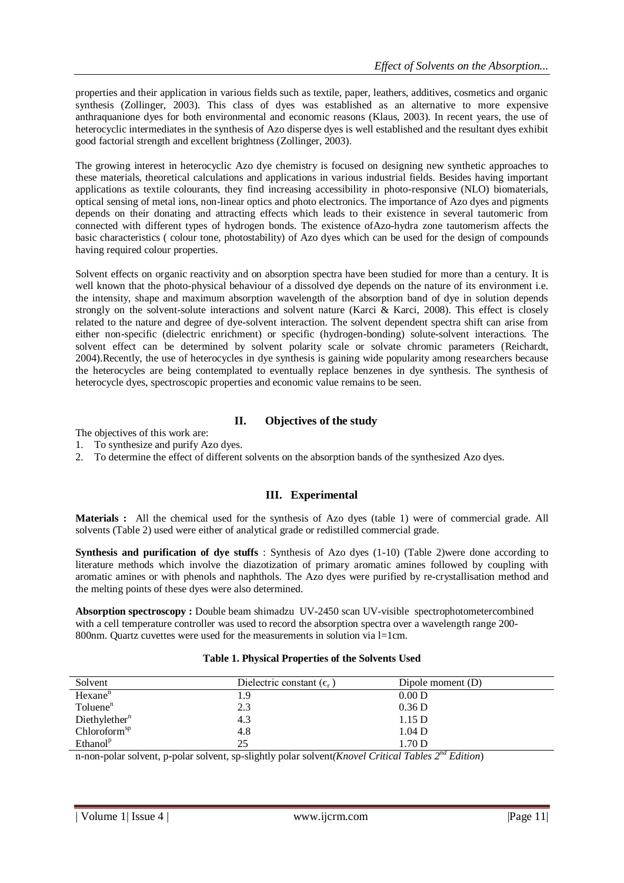properties and their application in various fields such as textile, paper, leathers, additives, cosmetics and organic synthesis (Zollinger, 2003). This class of dyes was established as an alternative to more expensive anthraquanione dyes for both environmental and economic reasons (Klaus, 2003). In recent years, the use of heterocyclic intermediates in the synthesis of Azo disperse dyes is well established and the resultant dyes exhibit good factorial strength and excellent brightness (Zollinger, 2003).

The growing interest in heterocyclic Azo dye chemistry is focused on designing new synthetic approaches to these materials, theoretical calculations and applications in various industrial fields. Besides having important applications as textile colourants, they find increasing accessibility in photo-responsive (NLO) biomaterials, optical sensing of metal ions, non-linear optics and photo electronics. The importance of Azo dyes and pigments depends on their donating and attracting effects which leads to their existence in several tautomeric from connected with different types of hydrogen bonds. The existence ofAzo-hydra zone tautomerism affects the basic characteristics ( colour tone, photostability) of Azo dyes which can be used for the design of compounds having required colour properties.

Solvent effects on organic reactivity and on absorption spectra have been studied for more than a century. It is well known that the photo-physical behaviour of a dissolved dye depends on the nature of its environment i.e. the intensity, shape and maximum absorption wavelength of the absorption band of dye in solution depends strongly on the solvent-solute interactions and solvent nature (Karci & Karci, 2008). This effect is closely related to the nature and degree of dye-solvent interaction. The solvent dependent spectra shift can arise from either non-specific (dielectric enrichment) or specific (hydrogen-bonding) solute-solvent interactions. The solvent effect can be determined by solvent polarity scale or solvate chromic parameters (Reichardt, 2004).Recently, the use of heterocycles in dye synthesis is gaining wide popularity among researchers because the heterocycles are being contemplated to eventually replace benzenes in dye synthesis. The synthesis of heterocycle dyes, spectroscopic properties and economic value remains to be seen.

## II. Objectives of the study

The objectives of this work are:

1. To synthesize and purify Azo dyes.
2. To determine the effect of different solvents on the absorption bands of the synthesized Azo dyes.

## III. Experimental

**Materials :** All the chemical used for the synthesis of Azo dyes (table 1) were of commercial grade. All solvents (Table 2) used were either of analytical grade or redistilled commercial grade.

**Synthesis and purification of dye stuffs** : Synthesis of Azo dyes (1-10) (Table 2)were done according to literature methods which involve the diazotization of primary aromatic amines followed by coupling with aromatic amines or with phenols and naphthols. The Azo dyes were purified by re-crystallisation method and the melting points of these dyes were also determined.

**Absorption spectroscopy :** Double beam shimadzu UV-2450 scan UV-visible spectrophotometercombined with a cell temperature controller was used to record the absorption spectra over a wavelength range 200-800nm. Quartz cuvettes were used for the measurements in solution via l=1cm.

**Table 1. Physical Properties of the Solvents Used**

| Solvent | Dielectric constant ($\epsilon_r$ ) | Dipole moment (D) |
|---|---|---|
| Hexane$^n$ | 1.9 | 0.00 D |
| Toluene$^n$ | 2.3 | 0.36 D |
| Diethylether$^n$ | 4.3 | 1.15 D |
| Chloroform$^{sp}$ | 4.8 | 1.04 D |
| Ethanol$^p$ | 25 | 1.70 D |

n-non-polar solvent, p-polar solvent, sp-slightly polar solvent(*Knovel Critical Tables 2$^{nd}$ Edition*)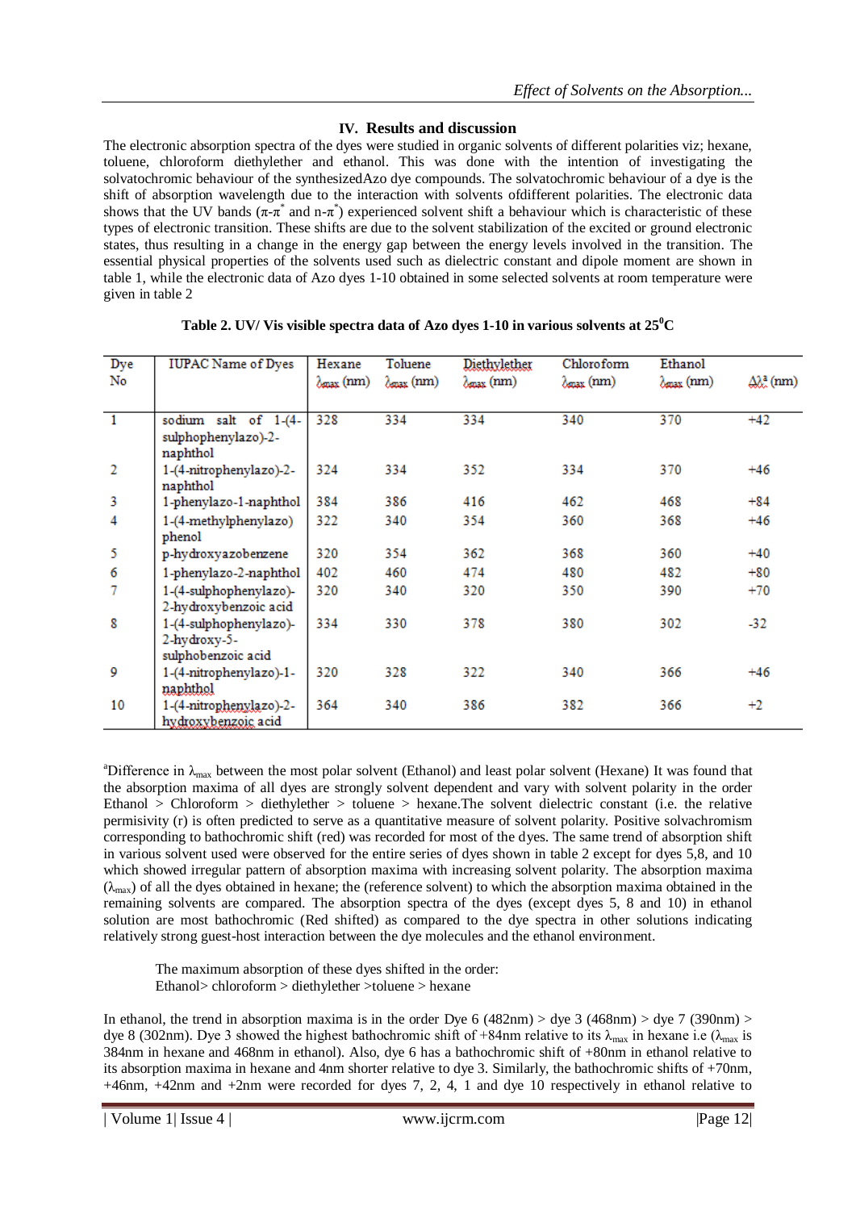## IV. Results and discussion

The electronic absorption spectra of the dyes were studied in organic solvents of different polarities viz; hexane, toluene, chloroform diethylether and ethanol. This was done with the intention of investigating the solvatochromic behaviour of the synthesizedAzo dye compounds. The solvatochromic behaviour of a dye is the shift of absorption wavelength due to the interaction with solvents ofdifferent polarities. The electronic data shows that the UV bands ($\pi$-$\pi^*$ and n-$\pi^*$) experienced solvent shift a behaviour which is characteristic of these types of electronic transition. These shifts are due to the solvent stabilization of the excited or ground electronic states, thus resulting in a change in the energy gap between the energy levels involved in the transition. The essential physical properties of the solvents used such as dielectric constant and dipole moment are shown in table 1, while the electronic data of Azo dyes 1-10 obtained in some selected solvents at room temperature were given in table 2

**Table 2. UV/ Vis visible spectra data of Azo dyes 1-10 in various solvents at 25$^0$C**

| Dye No | IUPAC Name of Dyes | Hexane $\lambda_{max}$ (nm) | Toluene $\lambda_{max}$ (nm) | Diethylether $\lambda_{max}$ (nm) | Chloroform $\lambda_{max}$ (nm) | Ethanol $\lambda_{max}$ (nm) | $\Delta\lambda^a$ (nm) |
|---|---|---|---|---|---|---|---|
| 1 | sodium salt of 1-(4-sulphophenylazo)-2-naphthol | 328 | 334 | 334 | 340 | 370 | +42 |
| 2 | 1-(4-nitrophenylazo)-2-naphthol | 324 | 334 | 352 | 334 | 370 | +46 |
| 3 | 1-phenylazo-1-naphthol | 384 | 386 | 416 | 462 | 468 | +84 |
| 4 | 1-(4-methylphenylazo) phenol | 322 | 340 | 354 | 360 | 368 | +46 |
| 5 | p-hydroxyazobenzene | 320 | 354 | 362 | 368 | 360 | +40 |
| 6 | 1-phenylazo-2-naphthol | 402 | 460 | 474 | 480 | 482 | +80 |
| 7 | 1-(4-sulphophenylazo)-2-hydroxybenzoic acid | 320 | 340 | 320 | 350 | 390 | +70 |
| 8 | 1-(4-sulphophenylazo)-2-hydroxy-5-sulphobenzoic acid | 334 | 330 | 378 | 380 | 302 | -32 |
| 9 | 1-(4-nitrophenylazo)-1-naphthol | 320 | 328 | 322 | 340 | 366 | +46 |
| 10 | 1-(4-nitrophenylazo)-2-hydroxybenzoic acid | 364 | 340 | 386 | 382 | 366 | +2 |

[a]Difference in $\lambda_{max}$ between the most polar solvent (Ethanol) and least polar solvent (Hexane) It was found that the absorption maxima of all dyes are strongly solvent dependent and vary with solvent polarity in the order Ethanol > Chloroform > diethylether > toluene > hexane.The solvent dielectric constant (i.e. the relative permisivity (r) is often predicted to serve as a quantitative measure of solvent polarity. Positive solvachromism corresponding to bathochromic shift (red) was recorded for most of the dyes. The same trend of absorption shift in various solvent used were observed for the entire series of dyes shown in table 2 except for dyes 5,8, and 10 which showed irregular pattern of absorption maxima with increasing solvent polarity. The absorption maxima ($\lambda_{max}$) of all the dyes obtained in hexane; the (reference solvent) to which the absorption maxima obtained in the remaining solvents are compared. The absorption spectra of the dyes (except dyes 5, 8 and 10) in ethanol solution are most bathochromic (Red shifted) as compared to the dye spectra in other solutions indicating relatively strong guest-host interaction between the dye molecules and the ethanol environment.

The maximum absorption of these dyes shifted in the order:
Ethanol> chloroform > diethylether >toluene > hexane

In ethanol, the trend in absorption maxima is in the order Dye 6 (482nm) > dye 3 (468nm) > dye 7 (390nm) > dye 8 (302nm). Dye 3 showed the highest bathochromic shift of +84nm relative to its $\lambda_{max}$ in hexane i.e ($\lambda_{max}$ is 384nm in hexane and 468nm in ethanol). Also, dye 6 has a bathochromic shift of +80nm in ethanol relative to its absorption maxima in hexane and 4nm shorter relative to dye 3. Similarly, the bathochromic shifts of +70nm, +46nm, +42nm and +2nm were recorded for dyes 7, 2, 4, 1 and dye 10 respectively in ethanol relative to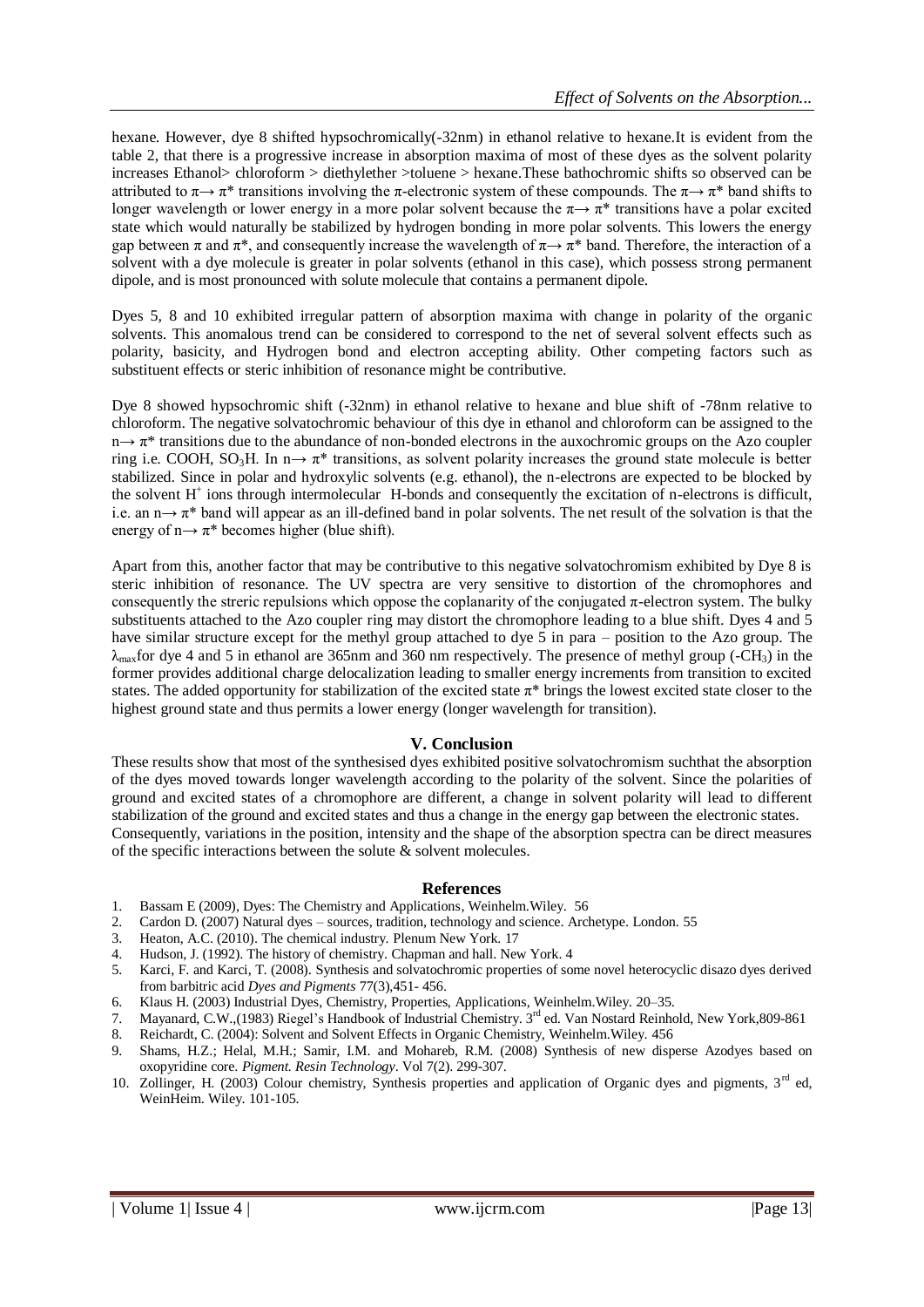hexane. However, dye 8 shifted hypsochromically(-32nm) in ethanol relative to hexane.It is evident from the table 2, that there is a progressive increase in absorption maxima of most of these dyes as the solvent polarity increases Ethanol> chloroform > diethylether >toluene > hexane.These bathochromic shifts so observed can be attributed to $\pi \rightarrow \pi^*$ transitions involving the π-electronic system of these compounds. The $\pi \rightarrow \pi^*$ band shifts to longer wavelength or lower energy in a more polar solvent because the $\pi \rightarrow \pi^*$ transitions have a polar excited state which would naturally be stabilized by hydrogen bonding in more polar solvents. This lowers the energy gap between π and π*, and consequently increase the wavelength of $\pi \rightarrow \pi^*$ band. Therefore, the interaction of a solvent with a dye molecule is greater in polar solvents (ethanol in this case), which possess strong permanent dipole, and is most pronounced with solute molecule that contains a permanent dipole.

Dyes 5, 8 and 10 exhibited irregular pattern of absorption maxima with change in polarity of the organic solvents. This anomalous trend can be considered to correspond to the net of several solvent effects such as polarity, basicity, and Hydrogen bond and electron accepting ability. Other competing factors such as substituent effects or steric inhibition of resonance might be contributive.

Dye 8 showed hypsochromic shift (-32nm) in ethanol relative to hexane and blue shift of -78nm relative to chloroform. The negative solvatochromic behaviour of this dye in ethanol and chloroform can be assigned to the $n \rightarrow \pi^*$ transitions due to the abundance of non-bonded electrons in the auxochromic groups on the Azo coupler ring i.e. COOH, $SO_3H$. In $n \rightarrow \pi^*$ transitions, as solvent polarity increases the ground state molecule is better stabilized. Since in polar and hydroxylic solvents (e.g. ethanol), the n-electrons are expected to be blocked by the solvent $H^+$ ions through intermolecular H-bonds and consequently the excitation of n-electrons is difficult, i.e. an $n \rightarrow \pi^*$ band will appear as an ill-defined band in polar solvents. The net result of the solvation is that the energy of $n \rightarrow \pi^*$ becomes higher (blue shift).

Apart from this, another factor that may be contributive to this negative solvatochromism exhibited by Dye 8 is steric inhibition of resonance. The UV spectra are very sensitive to distortion of the chromophores and consequently the streric repulsions which oppose the coplanarity of the conjugated π-electron system. The bulky substituents attached to the Azo coupler ring may distort the chromophore leading to a blue shift. Dyes 4 and 5 have similar structure except for the methyl group attached to dye 5 in para – position to the Azo group. The $\lambda_{max}$for dye 4 and 5 in ethanol are 365nm and 360 nm respectively. The presence of methyl group ($-CH_3$) in the former provides additional charge delocalization leading to smaller energy increments from transition to excited states. The added opportunity for stabilization of the excited state π* brings the lowest excited state closer to the highest ground state and thus permits a lower energy (longer wavelength for transition).

## V. Conclusion

These results show that most of the synthesised dyes exhibited positive solvatochromism suchthat the absorption of the dyes moved towards longer wavelength according to the polarity of the solvent. Since the polarities of ground and excited states of a chromophore are different, a change in solvent polarity will lead to different stabilization of the ground and excited states and thus a change in the energy gap between the electronic states. Consequently, variations in the position, intensity and the shape of the absorption spectra can be direct measures of the specific interactions between the solute & solvent molecules.

## References

1. Bassam E (2009), Dyes: The Chemistry and Applications, Weinhelm.Wiley. 56
2. Cardon D. (2007) Natural dyes – sources, tradition, technology and science. Archetype. London. 55
3. Heaton, A.C. (2010). The chemical industry. Plenum New York. 17
4. Hudson, J. (1992). The history of chemistry. Chapman and hall. New York. 4
5. Karci, F. and Karci, T. (2008). Synthesis and solvatochromic properties of some novel heterocyclic disazo dyes derived from barbitric acid *Dyes and Pigments* 77(3),451- 456.
6. Klaus H. (2003) Industrial Dyes, Chemistry, Properties, Applications, Weinhelm.Wiley. 20–35.
7. Mayanard, C.W.,(1983) Riegel's Handbook of Industrial Chemistry. 3rd ed. Van Nostard Reinhold, New York,809-861
8. Reichardt, C. (2004): Solvent and Solvent Effects in Organic Chemistry, Weinhelm.Wiley. 456
9. Shams, H.Z.; Helal, M.H.; Samir, I.M. and Mohareb, R.M. (2008) Synthesis of new disperse Azodyes based on oxopyridine core. *Pigment. Resin Technology*. Vol 7(2). 299-307.
10. Zollinger, H. (2003) Colour chemistry, Synthesis properties and application of Organic dyes and pigments, 3rd ed, WeinHeim. Wiley. 101-105.